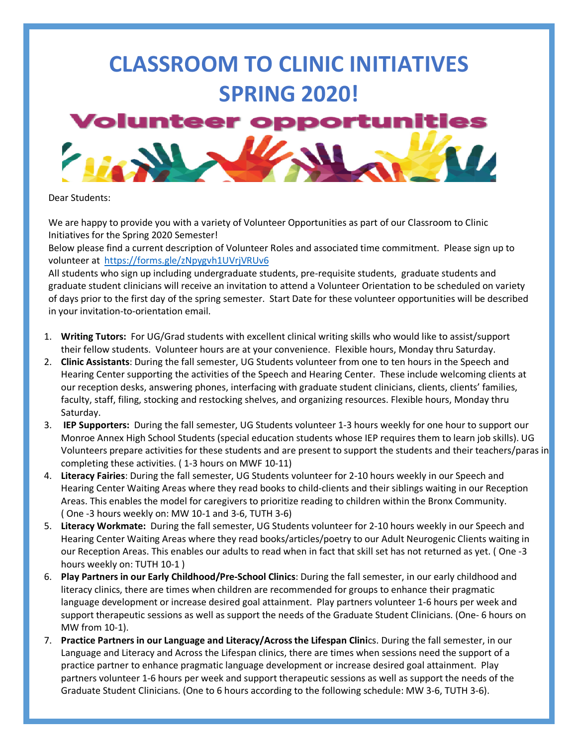# CLASSROOM TO CLINIC INITIATIVES SPRING 2020!

## Volunteer opportunities

Dear Students:

We are happy to provide you with a variety of Volunteer Opportunities as part of our Classroom to Clinic Initiatives for the Spring 2020 Semester!

Below please find a current description of Volunteer Roles and associated time commitment. Please sign up to volunteer at https://forms.gle/zNpygvh1UVrjVRUv6

All students who sign up including undergraduate students, pre-requisite students, graduate students and graduate student clinicians will receive an invitation to attend a Volunteer Orientation to be scheduled on variety of days prior to the first day of the spring semester. Start Date for these volunteer opportunities will be described in your invitation-to-orientation email.

1. **Writing Tutors:** For UG/Grad students with excellent clinical writing skills who would like to assist/support their fellow students. Volunteer hours are at your convenience. Flexible hours, Monday thru Saturday.
2. **Clinic Assistants**: During the fall semester, UG Students volunteer from one to ten hours in the Speech and Hearing Center supporting the activities of the Speech and Hearing Center. These include welcoming clients at our reception desks, answering phones, interfacing with graduate student clinicians, clients, clients' families, faculty, staff, filing, stocking and restocking shelves, and organizing resources. Flexible hours, Monday thru Saturday.
3. **IEP Supporters:** During the fall semester, UG Students volunteer 1-3 hours weekly for one hour to support our Monroe Annex High School Students (special education students whose IEP requires them to learn job skills). UG Volunteers prepare activities for these students and are present to support the students and their teachers/paras in completing these activities. ( 1-3 hours on MWF 10-11)
4. **Literacy Fairies**: During the fall semester, UG Students volunteer for 2-10 hours weekly in our Speech and Hearing Center Waiting Areas where they read books to child-clients and their siblings waiting in our Reception Areas. This enables the model for caregivers to prioritize reading to children within the Bronx Community. ( One -3 hours weekly on: MW 10-1 and 3-6, TUTH 3-6)
5. **Literacy Workmate:** During the fall semester, UG Students volunteer for 2-10 hours weekly in our Speech and Hearing Center Waiting Areas where they read books/articles/poetry to our Adult Neurogenic Clients waiting in our Reception Areas. This enables our adults to read when in fact that skill set has not returned as yet. ( One -3 hours weekly on: TUTH 10-1 )
6. **Play Partners in our Early Childhood/Pre-School Clinics**: During the fall semester, in our early childhood and literacy clinics, there are times when children are recommended for groups to enhance their pragmatic language development or increase desired goal attainment. Play partners volunteer 1-6 hours per week and support therapeutic sessions as well as support the needs of the Graduate Student Clinicians. (One- 6 hours on MW from 10-1).
7. **Practice Partners in our Language and Literacy/Across the Lifespan Clinic**s. During the fall semester, in our Language and Literacy and Across the Lifespan clinics, there are times when sessions need the support of a practice partner to enhance pragmatic language development or increase desired goal attainment. Play partners volunteer 1-6 hours per week and support therapeutic sessions as well as support the needs of the Graduate Student Clinicians. (One to 6 hours according to the following schedule: MW 3-6, TUTH 3-6).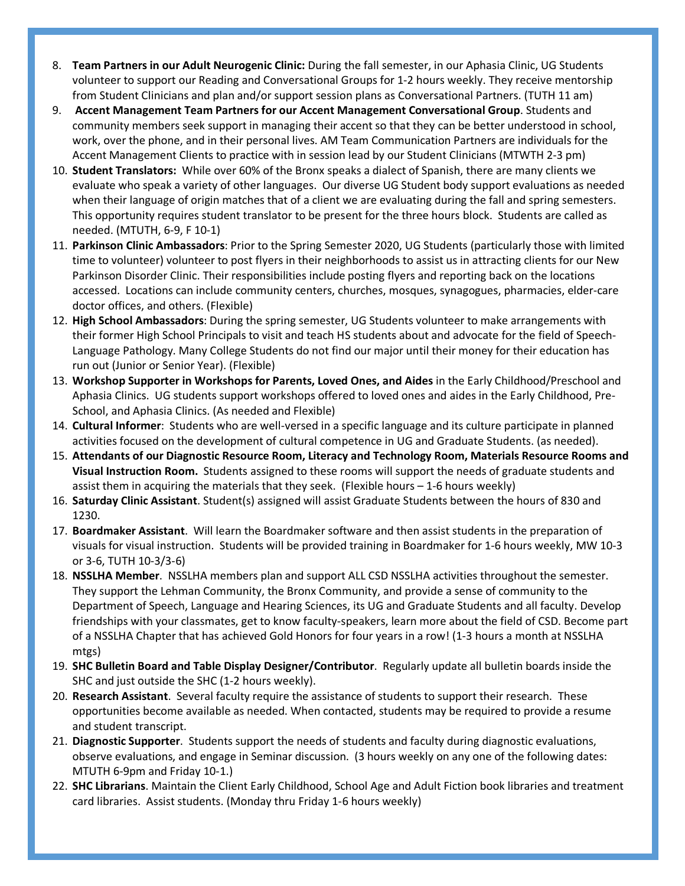8. **Team Partners in our Adult Neurogenic Clinic:** During the fall semester, in our Aphasia Clinic, UG Students volunteer to support our Reading and Conversational Groups for 1-2 hours weekly. They receive mentorship from Student Clinicians and plan and/or support session plans as Conversational Partners. (TUTH 11 am)
9. **Accent Management Team Partners for our Accent Management Conversational Group**. Students and community members seek support in managing their accent so that they can be better understood in school, work, over the phone, and in their personal lives. AM Team Communication Partners are individuals for the Accent Management Clients to practice with in session lead by our Student Clinicians (MTWTH 2-3 pm)
10. **Student Translators:** While over 60% of the Bronx speaks a dialect of Spanish, there are many clients we evaluate who speak a variety of other languages. Our diverse UG Student body support evaluations as needed when their language of origin matches that of a client we are evaluating during the fall and spring semesters. This opportunity requires student translator to be present for the three hours block. Students are called as needed. (MTUTH, 6-9, F 10-1)
11. **Parkinson Clinic Ambassadors**: Prior to the Spring Semester 2020, UG Students (particularly those with limited time to volunteer) volunteer to post flyers in their neighborhoods to assist us in attracting clients for our New Parkinson Disorder Clinic. Their responsibilities include posting flyers and reporting back on the locations accessed. Locations can include community centers, churches, mosques, synagogues, pharmacies, elder-care doctor offices, and others. (Flexible)
12. **High School Ambassadors**: During the spring semester, UG Students volunteer to make arrangements with their former High School Principals to visit and teach HS students about and advocate for the field of Speech-Language Pathology. Many College Students do not find our major until their money for their education has run out (Junior or Senior Year). (Flexible)
13. **Workshop Supporter in Workshops for Parents, Loved Ones, and Aides** in the Early Childhood/Preschool and Aphasia Clinics. UG students support workshops offered to loved ones and aides in the Early Childhood, Pre-School, and Aphasia Clinics. (As needed and Flexible)
14. **Cultural Informer**: Students who are well-versed in a specific language and its culture participate in planned activities focused on the development of cultural competence in UG and Graduate Students. (as needed).
15. **Attendants of our Diagnostic Resource Room, Literacy and Technology Room, Materials Resource Rooms and Visual Instruction Room.** Students assigned to these rooms will support the needs of graduate students and assist them in acquiring the materials that they seek. (Flexible hours – 1-6 hours weekly)
16. **Saturday Clinic Assistant**. Student(s) assigned will assist Graduate Students between the hours of 830 and 1230.
17. **Boardmaker Assistant**. Will learn the Boardmaker software and then assist students in the preparation of visuals for visual instruction. Students will be provided training in Boardmaker for 1-6 hours weekly, MW 10-3 or 3-6, TUTH 10-3/3-6)
18. **NSSLHA Member**. NSSLHA members plan and support ALL CSD NSSLHA activities throughout the semester. They support the Lehman Community, the Bronx Community, and provide a sense of community to the Department of Speech, Language and Hearing Sciences, its UG and Graduate Students and all faculty. Develop friendships with your classmates, get to know faculty-speakers, learn more about the field of CSD. Become part of a NSSLHA Chapter that has achieved Gold Honors for four years in a row! (1-3 hours a month at NSSLHA mtgs)
19. **SHC Bulletin Board and Table Display Designer/Contributor**. Regularly update all bulletin boards inside the SHC and just outside the SHC (1-2 hours weekly).
20. **Research Assistant**. Several faculty require the assistance of students to support their research. These opportunities become available as needed. When contacted, students may be required to provide a resume and student transcript.
21. **Diagnostic Supporter**. Students support the needs of students and faculty during diagnostic evaluations, observe evaluations, and engage in Seminar discussion. (3 hours weekly on any one of the following dates: MTUTH 6-9pm and Friday 10-1.)
22. **SHC Librarians**. Maintain the Client Early Childhood, School Age and Adult Fiction book libraries and treatment card libraries. Assist students. (Monday thru Friday 1-6 hours weekly)